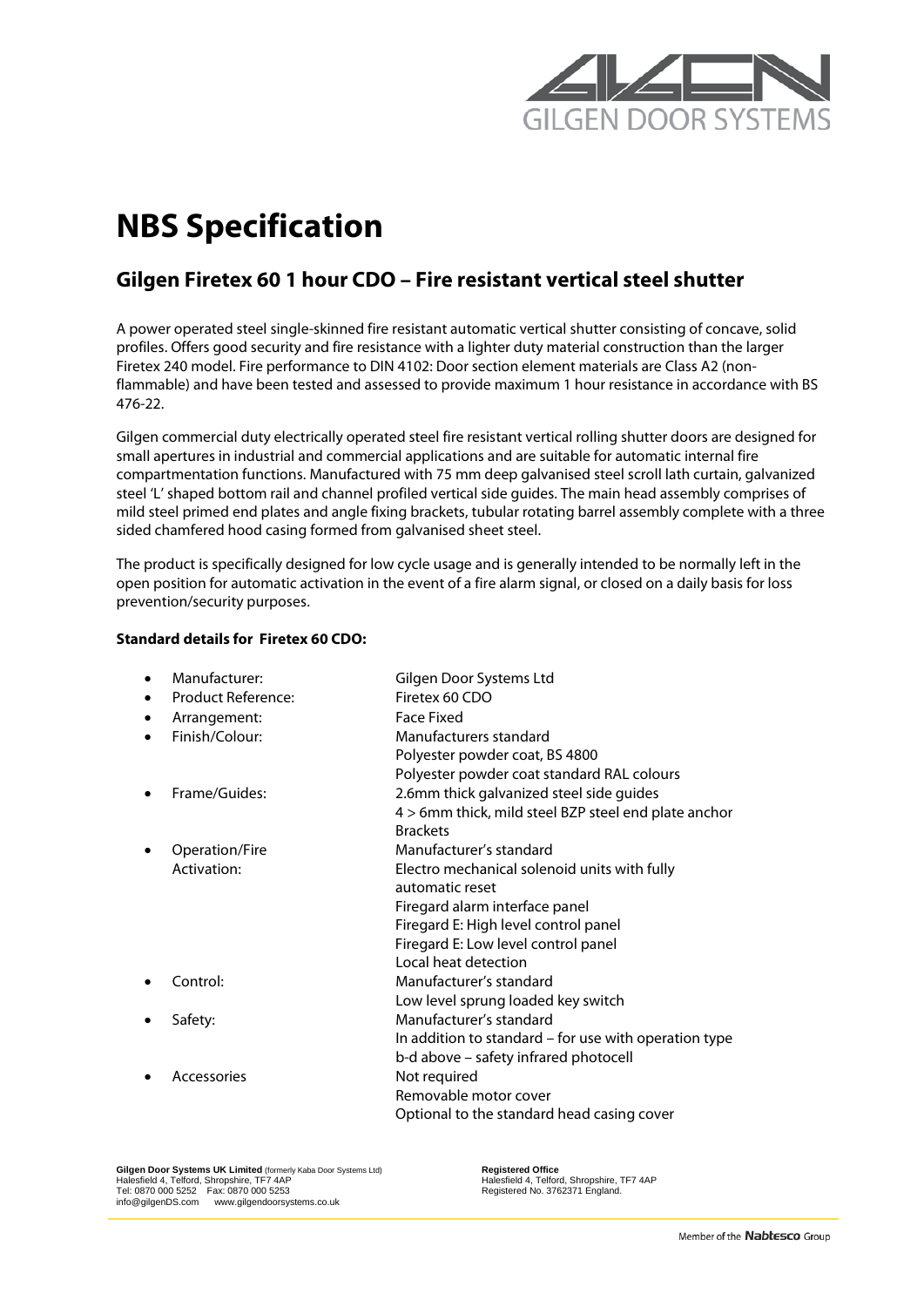# NBS Specification

## Gilgen Firetex 60 1 hour CDO – Fire resistant vertical steel shutter

A power operated steel single-skinned fire resistant automatic vertical shutter consisting of concave, solid profiles. Offers good security and fire resistance with a lighter duty material construction than the larger Firetex 240 model. Fire performance to DIN 4102: Door section element materials are Class A2 (non-flammable) and have been tested and assessed to provide maximum 1 hour resistance in accordance with BS 476-22.

Gilgen commercial duty electrically operated steel fire resistant vertical rolling shutter doors are designed for small apertures in industrial and commercial applications and are suitable for automatic internal fire compartmentation functions. Manufactured with 75 mm deep galvanised steel scroll lath curtain, galvanized steel 'L' shaped bottom rail and channel profiled vertical side guides. The main head assembly comprises of mild steel primed end plates and angle fixing brackets, tubular rotating barrel assembly complete with a three sided chamfered hood casing formed from galvanised sheet steel.

The product is specifically designed for low cycle usage and is generally intended to be normally left in the open position for automatic activation in the event of a fire alarm signal, or closed on a daily basis for loss prevention/security purposes.

**Standard details for Firetex 60 CDO:**

- Manufacturer: Gilgen Door Systems Ltd
- Product Reference: Firetex 60 CDO
- Arrangement: Face Fixed
- Finish/Colour: Manufacturers standard
  Polyester powder coat, BS 4800
  Polyester powder coat standard RAL colours
- Frame/Guides: 2.6mm thick galvanized steel side guides
  4 > 6mm thick, mild steel BZP steel end plate anchor Brackets
- Operation/Fire Activation: Manufacturer's standard
  Electro mechanical solenoid units with fully automatic reset
  Firegard alarm interface panel
  Firegard E: High level control panel
  Firegard E: Low level control panel
  Local heat detection
- Control: Manufacturer's standard
  Low level sprung loaded key switch
- Safety: Manufacturer's standard
  In addition to standard – for use with operation type b-d above – safety infrared photocell
- Accessories Not required
  Removable motor cover
  Optional to the standard head casing cover

**Gilgen Door Systems UK Limited** (formerly Kaba Door Systems Ltd)
Halesfield 4, Telford, Shropshire, TF7 4AP
Tel: 0870 000 5252 Fax: 0870 000 5253
info@gilgenDS.com www.gilgendoorsystems.co.uk

**Registered Office**
Halesfield 4, Telford, Shropshire, TF7 4AP
Registered No. 3762371 England.

Member of the Nabtesco Group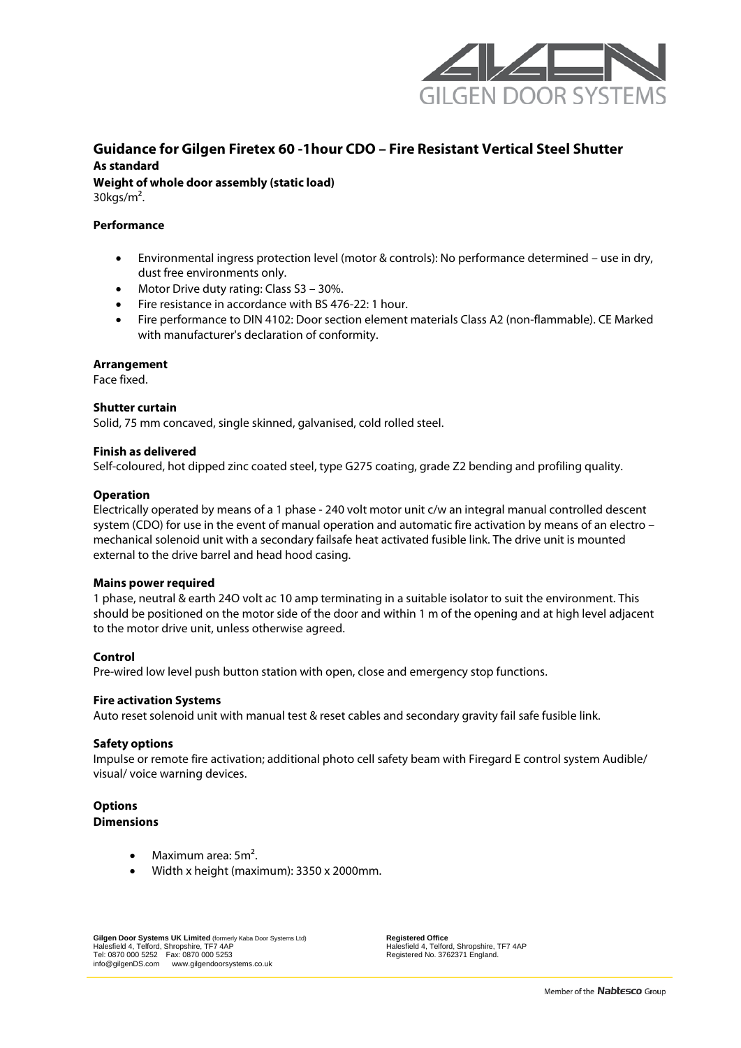# Guidance for Gilgen Firetex 60 -1hour CDO – Fire Resistant Vertical Steel Shutter

**As standard**

**Weight of whole door assembly (static load)**

30kgs/m².

**Performance**

- Environmental ingress protection level (motor & controls): No performance determined – use in dry, dust free environments only.
- Motor Drive duty rating: Class S3 – 30%.
- Fire resistance in accordance with BS 476-22: 1 hour.
- Fire performance to DIN 4102: Door section element materials Class A2 (non-flammable). CE Marked with manufacturer's declaration of conformity.

**Arrangement**

Face fixed.

**Shutter curtain**

Solid, 75 mm concaved, single skinned, galvanised, cold rolled steel.

**Finish as delivered**

Self-coloured, hot dipped zinc coated steel, type G275 coating, grade Z2 bending and profiling quality.

**Operation**

Electrically operated by means of a 1 phase - 240 volt motor unit c/w an integral manual controlled descent system (CDO) for use in the event of manual operation and automatic fire activation by means of an electro – mechanical solenoid unit with a secondary failsafe heat activated fusible link. The drive unit is mounted external to the drive barrel and head hood casing.

**Mains power required**

1 phase, neutral & earth 24O volt ac 10 amp terminating in a suitable isolator to suit the environment. This should be positioned on the motor side of the door and within 1 m of the opening and at high level adjacent to the motor drive unit, unless otherwise agreed.

**Control**

Pre-wired low level push button station with open, close and emergency stop functions.

**Fire activation Systems**

Auto reset solenoid unit with manual test & reset cables and secondary gravity fail safe fusible link.

**Safety options**

Impulse or remote fire activation; additional photo cell safety beam with Firegard E control system Audible/ visual/ voice warning devices.

**Options**

**Dimensions**

- Maximum area: 5m².
- Width x height (maximum): 3350 x 2000mm.

**Gilgen Door Systems UK Limited** (formerly Kaba Door Systems Ltd)
Halesfield 4, Telford, Shropshire, TF7 4AP
Tel: 0870 000 5252 Fax: 0870 000 5253
info@gilgenDS.com www.gilgendoorsystems.co.uk

**Registered Office**
Halesfield 4, Telford, Shropshire, TF7 4AP
Registered No. 3762371 England.

Member of the Nabtesco Group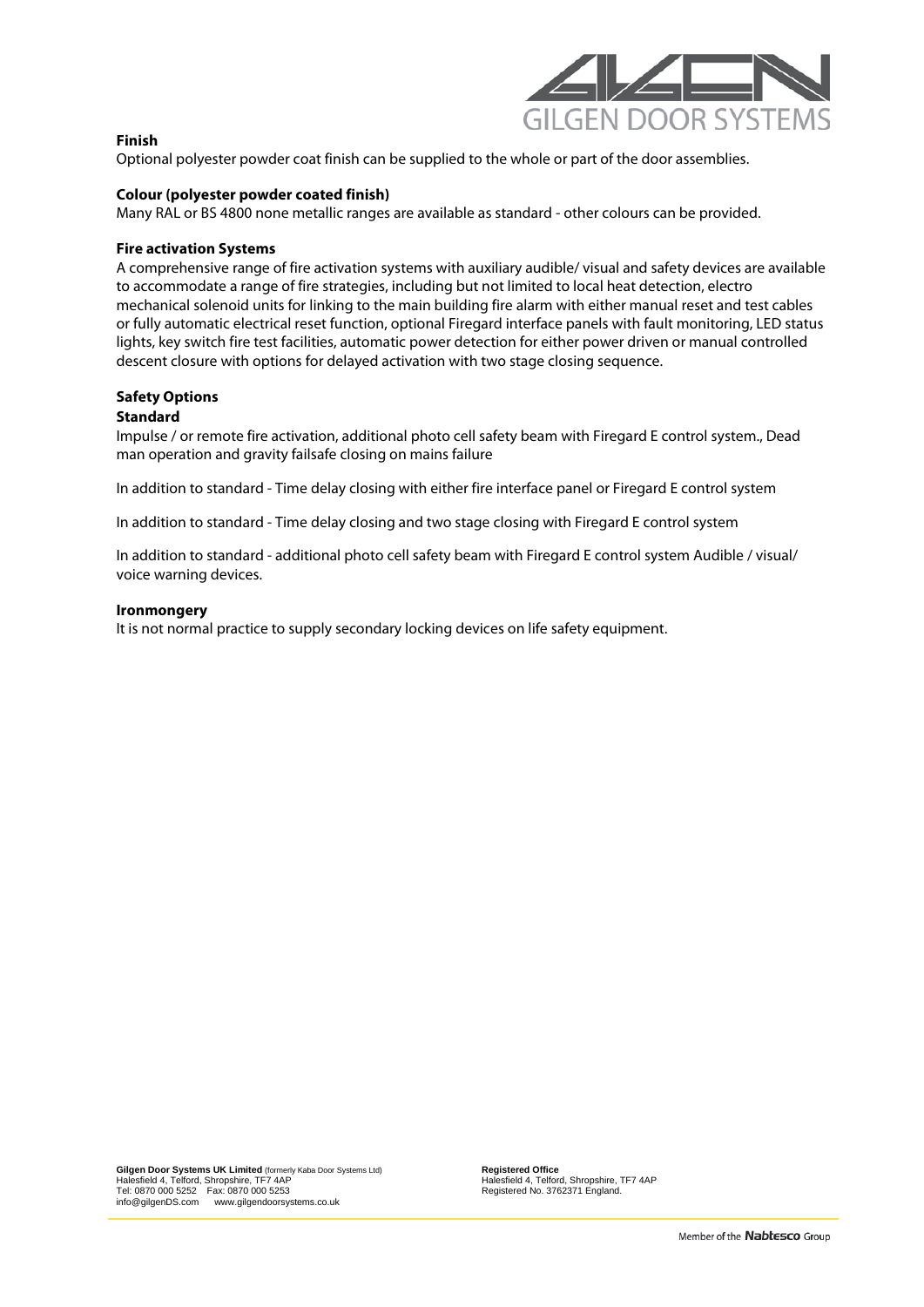**Finish**

Optional polyester powder coat finish can be supplied to the whole or part of the door assemblies.

**Colour (polyester powder coated finish)**

Many RAL or BS 4800 none metallic ranges are available as standard - other colours can be provided.

**Fire activation Systems**

A comprehensive range of fire activation systems with auxiliary audible/ visual and safety devices are available to accommodate a range of fire strategies, including but not limited to local heat detection, electro mechanical solenoid units for linking to the main building fire alarm with either manual reset and test cables or fully automatic electrical reset function, optional Firegard interface panels with fault monitoring, LED status lights, key switch fire test facilities, automatic power detection for either power driven or manual controlled descent closure with options for delayed activation with two stage closing sequence.

**Safety Options**

**Standard**

Impulse / or remote fire activation, additional photo cell safety beam with Firegard E control system., Dead man operation and gravity failsafe closing on mains failure

In addition to standard - Time delay closing with either fire interface panel or Firegard E control system

In addition to standard - Time delay closing and two stage closing with Firegard E control system

In addition to standard - additional photo cell safety beam with Firegard E control system Audible / visual/ voice warning devices.

**Ironmongery**

It is not normal practice to supply secondary locking devices on life safety equipment.